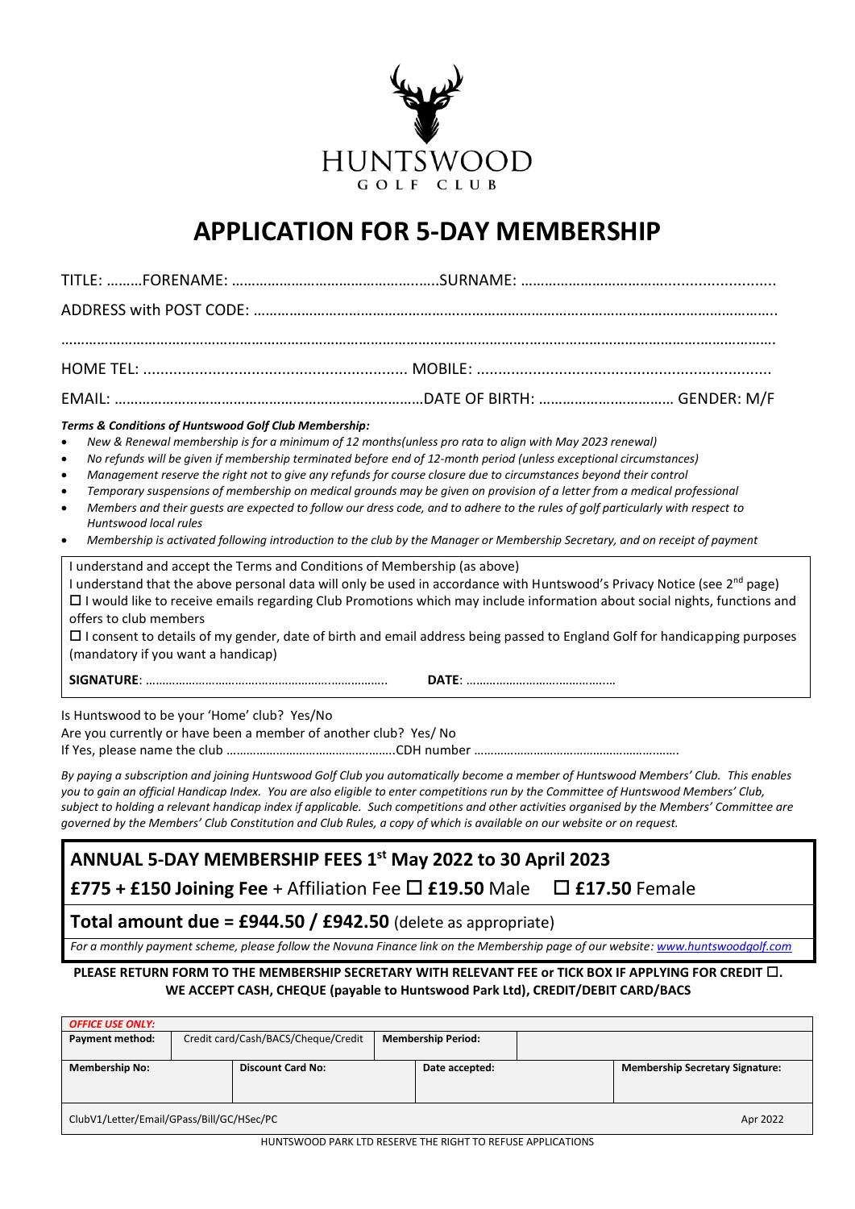HUNTSWOOD

GOLF CLUB

# APPLICATION FOR 5-DAY MEMBERSHIP

TITLE: ………FORENAME: …………………………………………..SURNAME: ……………………………….......................

ADDRESS with POST CODE: ……………………………………………………………………………………………………………….

………………………………………………………………………………………………………………………………………………………

HOME TEL: ............................................................ MOBILE: ...................................................................

EMAIL: …………………………………………………………………DATE OF BIRTH: …………………………… GENDER: M/F

***Terms & Conditions of Huntswood Golf Club Membership:***

- *New & Renewal membership is for a minimum of 12 months(unless pro rata to align with May 2023 renewal)*
- *No refunds will be given if membership terminated before end of 12-month period (unless exceptional circumstances)*
- *Management reserve the right not to give any refunds for course closure due to circumstances beyond their control*
- *Temporary suspensions of membership on medical grounds may be given on provision of a letter from a medical professional*
- *Members and their guests are expected to follow our dress code, and to adhere to the rules of golf particularly with respect to Huntswood local rules*
- *Membership is activated following introduction to the club by the Manager or Membership Secretary, and on receipt of payment*

I understand and accept the Terms and Conditions of Membership (as above)

I understand that the above personal data will only be used in accordance with Huntswood's Privacy Notice (see 2nd page)

☐ I would like to receive emails regarding Club Promotions which may include information about social nights, functions and offers to club members

☐ I consent to details of my gender, date of birth and email address being passed to England Golf for handicapping purposes (mandatory if you want a handicap)

**SIGNATURE**: ……………………………………………………………….. **DATE**: ………………………………………

Is Huntswood to be your 'Home' club? Yes/No

Are you currently or have been a member of another club? Yes/ No

If Yes, please name the club ……………………………………………CDH number …………………………………………………….

*By paying a subscription and joining Huntswood Golf Club you automatically become a member of Huntswood Members' Club. This enables you to gain an official Handicap Index. You are also eligible to enter competitions run by the Committee of Huntswood Members' Club, subject to holding a relevant handicap index if applicable. Such competitions and other activities organised by the Members' Committee are governed by the Members' Club Constitution and Club Rules, a copy of which is available on our website or on request.*

## ANNUAL 5-DAY MEMBERSHIP FEES 1st May 2022 to 30 April 2023

**£775 + £150 Joining Fee** + Affiliation Fee ☐ **£19.50** Male ☐ **£17.50** Female

**Total amount due = £944.50 / £942.50** (delete as appropriate)

*For a monthly payment scheme, please follow the Novuna Finance link on the Membership page of our website: www.huntswoodgolf.com*

**PLEASE RETURN FORM TO THE MEMBERSHIP SECRETARY WITH RELEVANT FEE or TICK BOX IF APPLYING FOR CREDIT ☐.**
**WE ACCEPT CASH, CHEQUE (payable to Huntswood Park Ltd), CREDIT/DEBIT CARD/BACS**

| *OFFICE USE ONLY:* | | | |
|---|---|---|---|
| **Payment method:** | Credit card/Cash/BACS/Cheque/Credit | **Membership Period:** | |
| **Membership No:** | **Discount Card No:** | **Date accepted:** | **Membership Secretary Signature:** |
| ClubV1/Letter/Email/GPass/Bill/GC/HSec/PC | | | Apr 2022 |

HUNTSWOOD PARK LTD RESERVE THE RIGHT TO REFUSE APPLICATIONS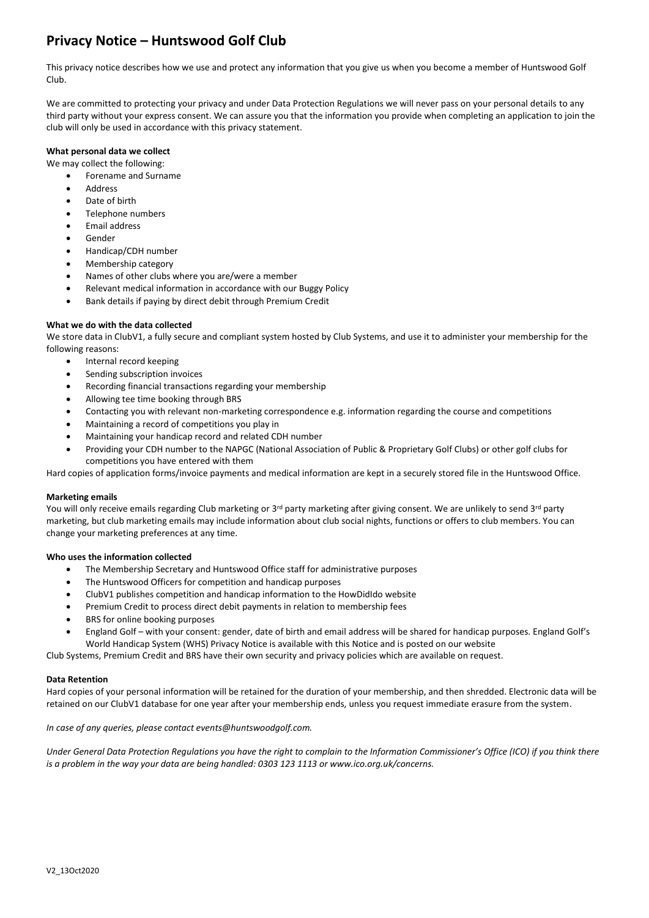# Privacy Notice – Huntswood Golf Club

This privacy notice describes how we use and protect any information that you give us when you become a member of Huntswood Golf Club.

We are committed to protecting your privacy and under Data Protection Regulations we will never pass on your personal details to any third party without your express consent. We can assure you that the information you provide when completing an application to join the club will only be used in accordance with this privacy statement.

**What personal data we collect**

We may collect the following:

- Forename and Surname
- Address
- Date of birth
- Telephone numbers
- Email address
- Gender
- Handicap/CDH number
- Membership category
- Names of other clubs where you are/were a member
- Relevant medical information in accordance with our Buggy Policy
- Bank details if paying by direct debit through Premium Credit

**What we do with the data collected**

We store data in ClubV1, a fully secure and compliant system hosted by Club Systems, and use it to administer your membership for the following reasons:

- Internal record keeping
- Sending subscription invoices
- Recording financial transactions regarding your membership
- Allowing tee time booking through BRS
- Contacting you with relevant non-marketing correspondence e.g. information regarding the course and competitions
- Maintaining a record of competitions you play in
- Maintaining your handicap record and related CDH number
- Providing your CDH number to the NAPGC (National Association of Public & Proprietary Golf Clubs) or other golf clubs for competitions you have entered with them

Hard copies of application forms/invoice payments and medical information are kept in a securely stored file in the Huntswood Office.

**Marketing emails**

You will only receive emails regarding Club marketing or 3rd party marketing after giving consent. We are unlikely to send 3rd party marketing, but club marketing emails may include information about club social nights, functions or offers to club members. You can change your marketing preferences at any time.

**Who uses the information collected**

- The Membership Secretary and Huntswood Office staff for administrative purposes
- The Huntswood Officers for competition and handicap purposes
- ClubV1 publishes competition and handicap information to the HowDidIdo website
- Premium Credit to process direct debit payments in relation to membership fees
- BRS for online booking purposes
- England Golf – with your consent: gender, date of birth and email address will be shared for handicap purposes. England Golf's World Handicap System (WHS) Privacy Notice is available with this Notice and is posted on our website

Club Systems, Premium Credit and BRS have their own security and privacy policies which are available on request.

**Data Retention**

Hard copies of your personal information will be retained for the duration of your membership, and then shredded. Electronic data will be retained on our ClubV1 database for one year after your membership ends, unless you request immediate erasure from the system.

*In case of any queries, please contact events@huntswoodgolf.com.*

*Under General Data Protection Regulations you have the right to complain to the Information Commissioner's Office (ICO) if you think there is a problem in the way your data are being handled: 0303 123 1113 or www.ico.org.uk/concerns.*

V2_13Oct2020